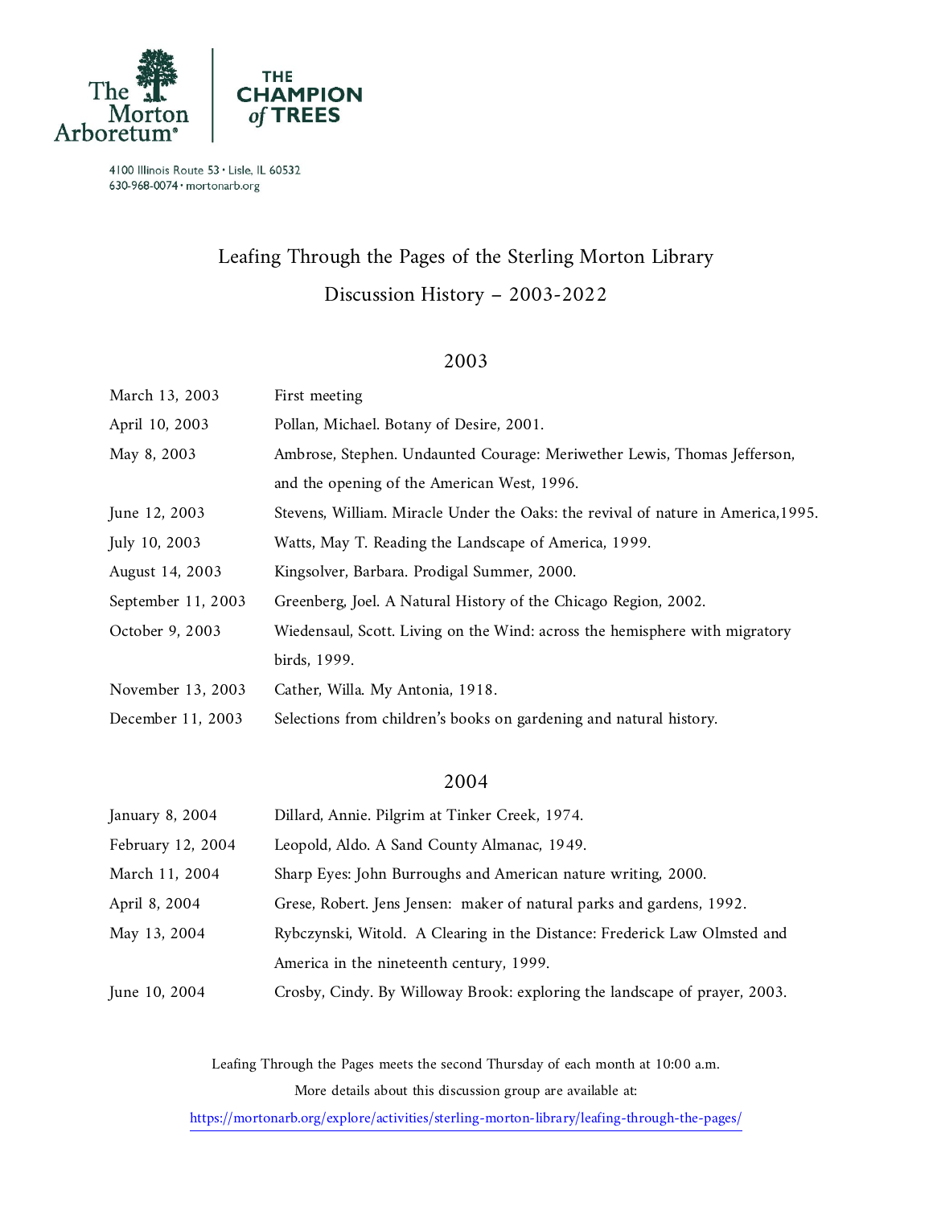The Morton Arboretum | THE CHAMPION of TREES

4100 Illinois Route 53 • Lisle, IL 60532
630-968-0074 • mortonarb.org

# Leafing Through the Pages of the Sterling Morton Library

## Discussion History – 2003-2022

### 2003

| | |
|---|---|
| March 13, 2003 | First meeting |
| April 10, 2003 | Pollan, Michael. Botany of Desire, 2001. |
| May 8, 2003 | Ambrose, Stephen. Undaunted Courage: Meriwether Lewis, Thomas Jefferson, and the opening of the American West, 1996. |
| June 12, 2003 | Stevens, William. Miracle Under the Oaks: the revival of nature in America,1995. |
| July 10, 2003 | Watts, May T. Reading the Landscape of America, 1999. |
| August 14, 2003 | Kingsolver, Barbara. Prodigal Summer, 2000. |
| September 11, 2003 | Greenberg, Joel. A Natural History of the Chicago Region, 2002. |
| October 9, 2003 | Wiedensaul, Scott. Living on the Wind: across the hemisphere with migratory birds, 1999. |
| November 13, 2003 | Cather, Willa. My Antonia, 1918. |
| December 11, 2003 | Selections from children's books on gardening and natural history. |

### 2004

| | |
|---|---|
| January 8, 2004 | Dillard, Annie. Pilgrim at Tinker Creek, 1974. |
| February 12, 2004 | Leopold, Aldo. A Sand County Almanac, 1949. |
| March 11, 2004 | Sharp Eyes: John Burroughs and American nature writing, 2000. |
| April 8, 2004 | Grese, Robert. Jens Jensen: maker of natural parks and gardens, 1992. |
| May 13, 2004 | Rybczynski, Witold. A Clearing in the Distance: Frederick Law Olmsted and America in the nineteenth century, 1999. |
| June 10, 2004 | Crosby, Cindy. By Willoway Brook: exploring the landscape of prayer, 2003. |

Leafing Through the Pages meets the second Thursday of each month at 10:00 a.m.

More details about this discussion group are available at:

https://mortonarb.org/explore/activities/sterling-morton-library/leafing-through-the-pages/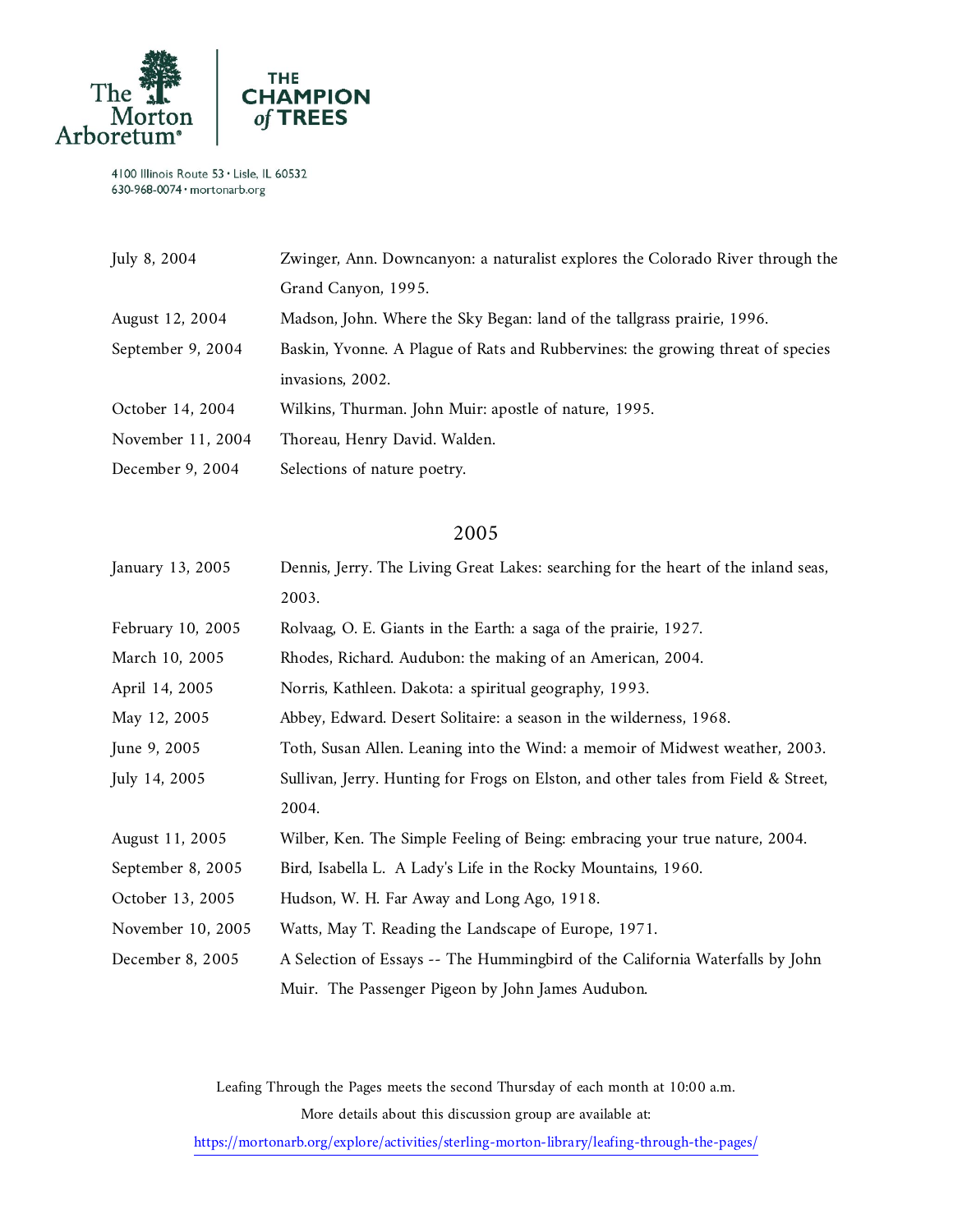| | |
|---|---|
| July 8, 2004 | Zwinger, Ann. Downcanyon: a naturalist explores the Colorado River through the Grand Canyon, 1995. |
| August 12, 2004 | Madson, John. Where the Sky Began: land of the tallgrass prairie, 1996. |
| September 9, 2004 | Baskin, Yvonne. A Plague of Rats and Rubbervines: the growing threat of species invasions, 2002. |
| October 14, 2004 | Wilkins, Thurman. John Muir: apostle of nature, 1995. |
| November 11, 2004 | Thoreau, Henry David. Walden. |
| December 9, 2004 | Selections of nature poetry. |

## 2005

| | |
|---|---|
| January 13, 2005 | Dennis, Jerry. The Living Great Lakes: searching for the heart of the inland seas, 2003. |
| February 10, 2005 | Rolvaag, O. E. Giants in the Earth: a saga of the prairie, 1927. |
| March 10, 2005 | Rhodes, Richard. Audubon: the making of an American, 2004. |
| April 14, 2005 | Norris, Kathleen. Dakota: a spiritual geography, 1993. |
| May 12, 2005 | Abbey, Edward. Desert Solitaire: a season in the wilderness, 1968. |
| June 9, 2005 | Toth, Susan Allen. Leaning into the Wind: a memoir of Midwest weather, 2003. |
| July 14, 2005 | Sullivan, Jerry. Hunting for Frogs on Elston, and other tales from Field & Street, 2004. |
| August 11, 2005 | Wilber, Ken. The Simple Feeling of Being: embracing your true nature, 2004. |
| September 8, 2005 | Bird, Isabella L. A Lady's Life in the Rocky Mountains, 1960. |
| October 13, 2005 | Hudson, W. H. Far Away and Long Ago, 1918. |
| November 10, 2005 | Watts, May T. Reading the Landscape of Europe, 1971. |
| December 8, 2005 | A Selection of Essays -- The Hummingbird of the California Waterfalls by John Muir. The Passenger Pigeon by John James Audubon. |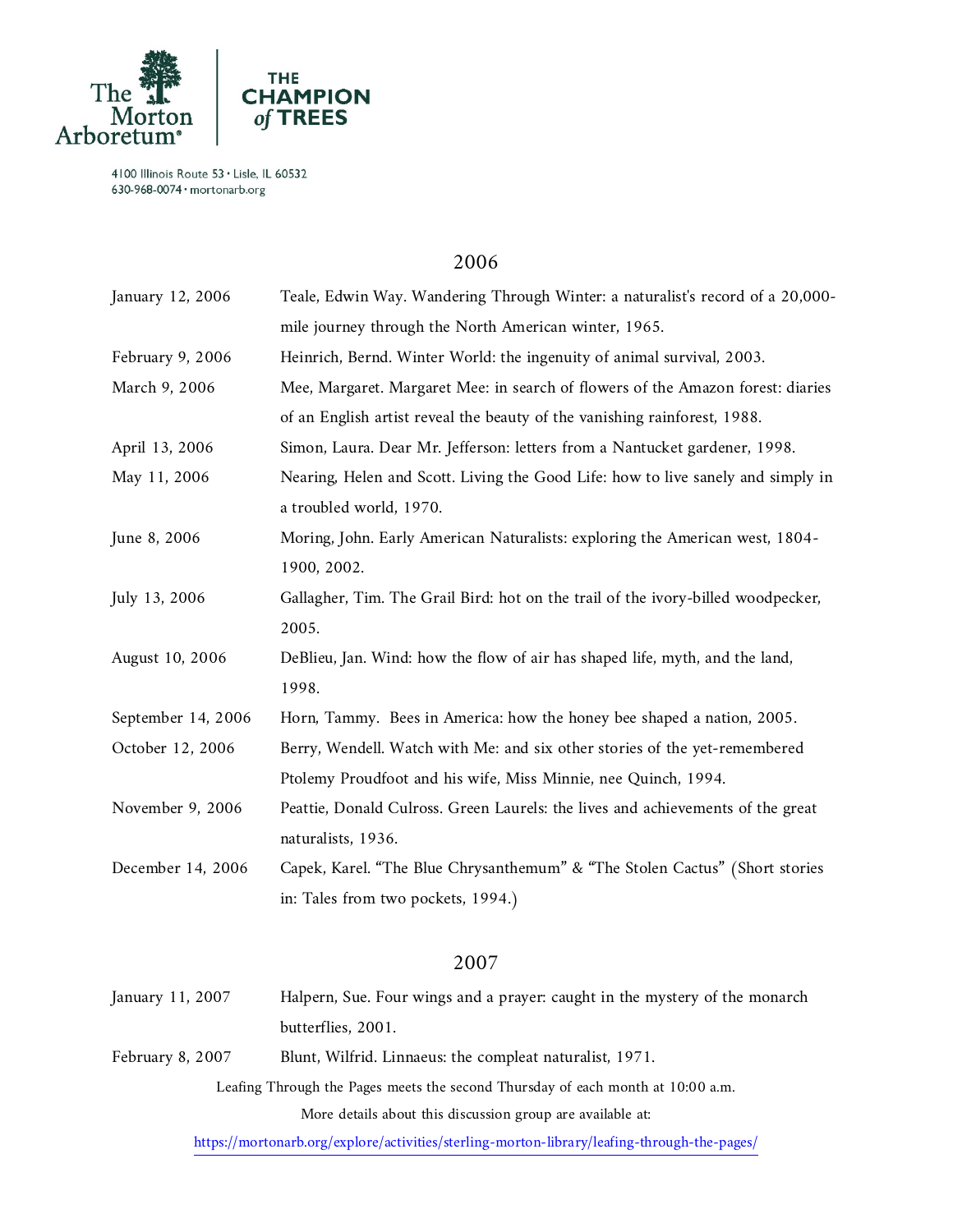## 2006

| | |
|---|---|
| January 12, 2006 | Teale, Edwin Way. Wandering Through Winter: a naturalist's record of a 20,000-mile journey through the North American winter, 1965. |
| February 9, 2006 | Heinrich, Bernd. Winter World: the ingenuity of animal survival, 2003. |
| March 9, 2006 | Mee, Margaret. Margaret Mee: in search of flowers of the Amazon forest: diaries of an English artist reveal the beauty of the vanishing rainforest, 1988. |
| April 13, 2006 | Simon, Laura. Dear Mr. Jefferson: letters from a Nantucket gardener, 1998. |
| May 11, 2006 | Nearing, Helen and Scott. Living the Good Life: how to live sanely and simply in a troubled world, 1970. |
| June 8, 2006 | Moring, John. Early American Naturalists: exploring the American west, 1804-1900, 2002. |
| July 13, 2006 | Gallagher, Tim. The Grail Bird: hot on the trail of the ivory-billed woodpecker, 2005. |
| August 10, 2006 | DeBlieu, Jan. Wind: how the flow of air has shaped life, myth, and the land, 1998. |
| September 14, 2006 | Horn, Tammy. Bees in America: how the honey bee shaped a nation, 2005. |
| October 12, 2006 | Berry, Wendell. Watch with Me: and six other stories of the yet-remembered Ptolemy Proudfoot and his wife, Miss Minnie, nee Quinch, 1994. |
| November 9, 2006 | Peattie, Donald Culross. Green Laurels: the lives and achievements of the great naturalists, 1936. |
| December 14, 2006 | Capek, Karel. "The Blue Chrysanthemum" & "The Stolen Cactus" (Short stories in: Tales from two pockets, 1994.) |

## 2007

| | |
|---|---|
| January 11, 2007 | Halpern, Sue. Four wings and a prayer: caught in the mystery of the monarch butterflies, 2001. |
| February 8, 2007 | Blunt, Wilfrid. Linnaeus: the compleat naturalist, 1971. |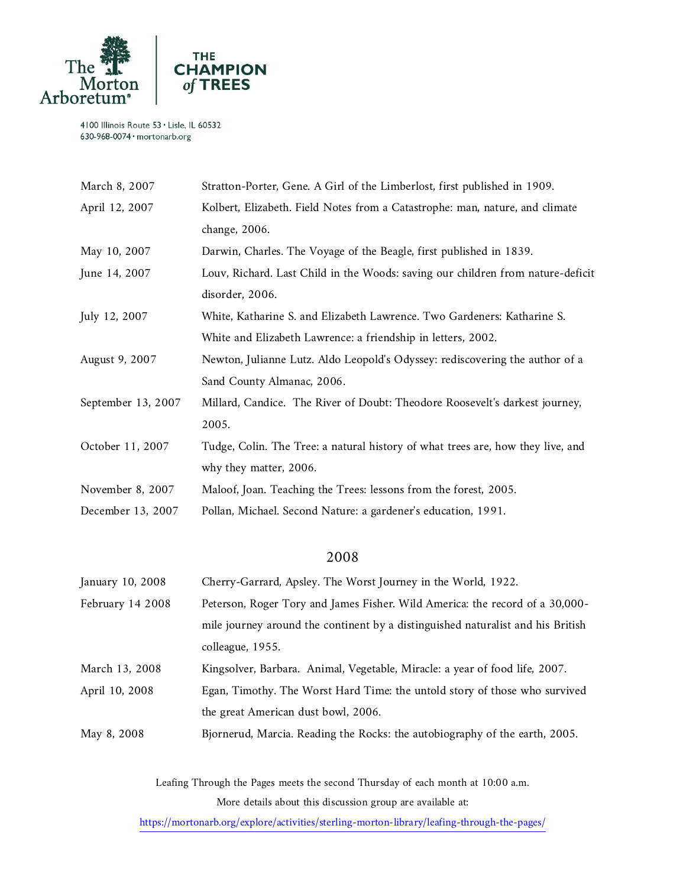| | |
|---|---|
| March 8, 2007 | Stratton-Porter, Gene. A Girl of the Limberlost, first published in 1909. |
| April 12, 2007 | Kolbert, Elizabeth. Field Notes from a Catastrophe: man, nature, and climate change, 2006. |
| May 10, 2007 | Darwin, Charles. The Voyage of the Beagle, first published in 1839. |
| June 14, 2007 | Louv, Richard. Last Child in the Woods: saving our children from nature-deficit disorder, 2006. |
| July 12, 2007 | White, Katharine S. and Elizabeth Lawrence. Two Gardeners: Katharine S. White and Elizabeth Lawrence: a friendship in letters, 2002. |
| August 9, 2007 | Newton, Julianne Lutz. Aldo Leopold's Odyssey: rediscovering the author of a Sand County Almanac, 2006. |
| September 13, 2007 | Millard, Candice. The River of Doubt: Theodore Roosevelt's darkest journey, 2005. |
| October 11, 2007 | Tudge, Colin. The Tree: a natural history of what trees are, how they live, and why they matter, 2006. |
| November 8, 2007 | Maloof, Joan. Teaching the Trees: lessons from the forest, 2005. |
| December 13, 2007 | Pollan, Michael. Second Nature: a gardener's education, 1991. |

## 2008

| | |
|---|---|
| January 10, 2008 | Cherry-Garrard, Apsley. The Worst Journey in the World, 1922. |
| February 14 2008 | Peterson, Roger Tory and James Fisher. Wild America: the record of a 30,000-mile journey around the continent by a distinguished naturalist and his British colleague, 1955. |
| March 13, 2008 | Kingsolver, Barbara. Animal, Vegetable, Miracle: a year of food life, 2007. |
| April 10, 2008 | Egan, Timothy. The Worst Hard Time: the untold story of those who survived the great American dust bowl, 2006. |
| May 8, 2008 | Bjornerud, Marcia. Reading the Rocks: the autobiography of the earth, 2005. |

Leafing Through the Pages meets the second Thursday of each month at 10:00 a.m.

More details about this discussion group are available at:

https://mortonarb.org/explore/activities/sterling-morton-library/leafing-through-the-pages/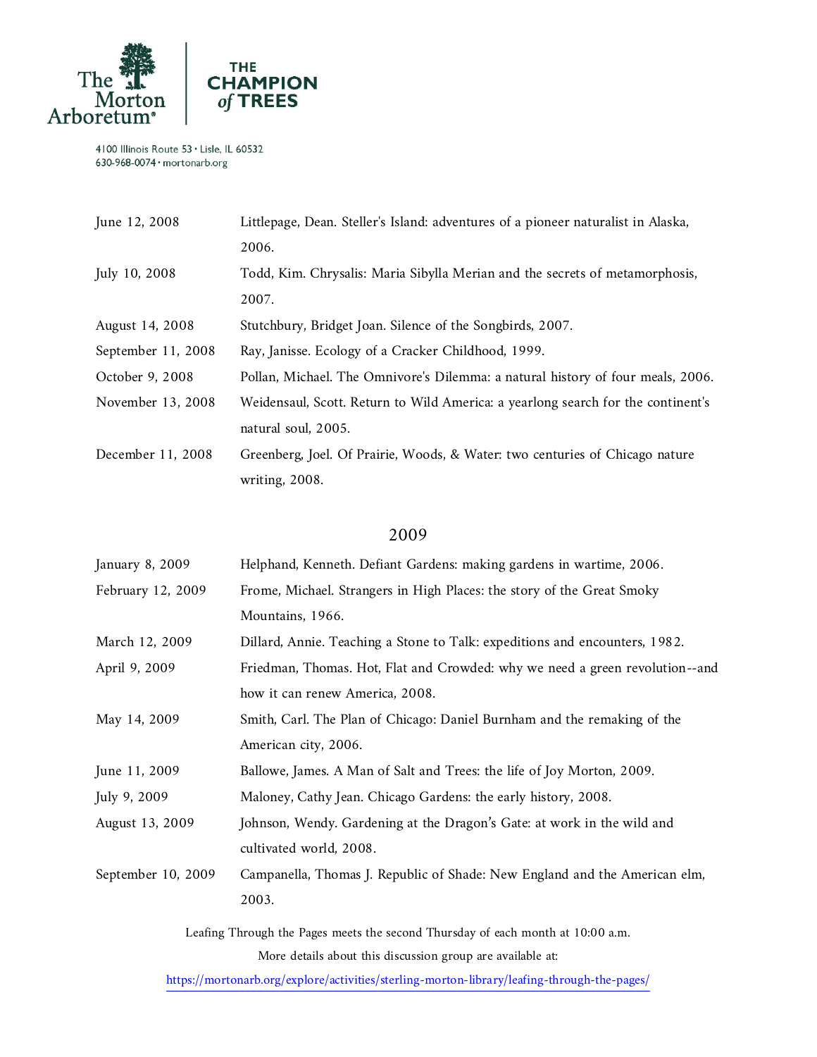| | |
|---|---|
| June 12, 2008 | Littlepage, Dean. Steller's Island: adventures of a pioneer naturalist in Alaska, 2006. |
| July 10, 2008 | Todd, Kim. Chrysalis: Maria Sibylla Merian and the secrets of metamorphosis, 2007. |
| August 14, 2008 | Stutchbury, Bridget Joan. Silence of the Songbirds, 2007. |
| September 11, 2008 | Ray, Janisse. Ecology of a Cracker Childhood, 1999. |
| October 9, 2008 | Pollan, Michael. The Omnivore's Dilemma: a natural history of four meals, 2006. |
| November 13, 2008 | Weidensaul, Scott. Return to Wild America: a yearlong search for the continent's natural soul, 2005. |
| December 11, 2008 | Greenberg, Joel. Of Prairie, Woods, & Water: two centuries of Chicago nature writing, 2008. |

## 2009

| | |
|---|---|
| January 8, 2009 | Helphand, Kenneth. Defiant Gardens: making gardens in wartime, 2006. |
| February 12, 2009 | Frome, Michael. Strangers in High Places: the story of the Great Smoky Mountains, 1966. |
| March 12, 2009 | Dillard, Annie. Teaching a Stone to Talk: expeditions and encounters, 1982. |
| April 9, 2009 | Friedman, Thomas. Hot, Flat and Crowded: why we need a green revolution--and how it can renew America, 2008. |
| May 14, 2009 | Smith, Carl. The Plan of Chicago: Daniel Burnham and the remaking of the American city, 2006. |
| June 11, 2009 | Ballowe, James. A Man of Salt and Trees: the life of Joy Morton, 2009. |
| July 9, 2009 | Maloney, Cathy Jean. Chicago Gardens: the early history, 2008. |
| August 13, 2009 | Johnson, Wendy. Gardening at the Dragon's Gate: at work in the wild and cultivated world, 2008. |
| September 10, 2009 | Campanella, Thomas J. Republic of Shade: New England and the American elm, 2003. |

Leafing Through the Pages meets the second Thursday of each month at 10:00 a.m.

More details about this discussion group are available at:

https://mortonarb.org/explore/activities/sterling-morton-library/leafing-through-the-pages/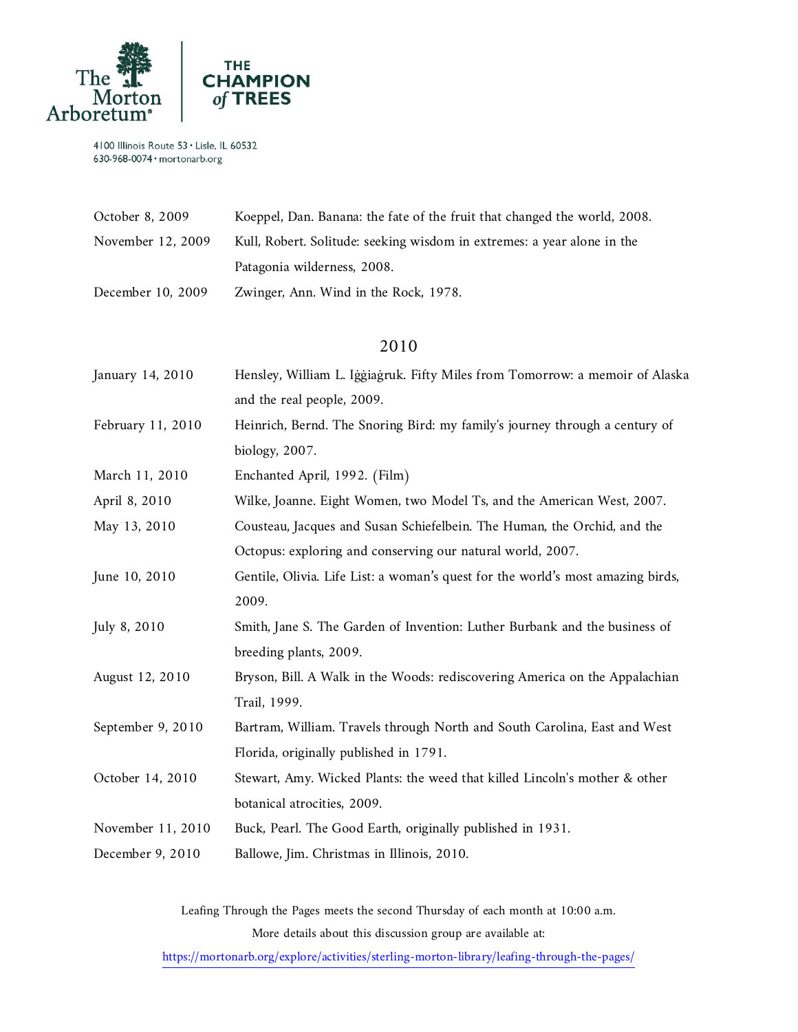| | |
|---|---|
| October 8, 2009 | Koeppel, Dan. Banana: the fate of the fruit that changed the world, 2008. |
| November 12, 2009 | Kull, Robert. Solitude: seeking wisdom in extremes: a year alone in the Patagonia wilderness, 2008. |
| December 10, 2009 | Zwinger, Ann. Wind in the Rock, 1978. |

## 2010

| | |
|---|---|
| January 14, 2010 | Hensley, William L. Iġġiaġruk. Fifty Miles from Tomorrow: a memoir of Alaska and the real people, 2009. |
| February 11, 2010 | Heinrich, Bernd. The Snoring Bird: my family's journey through a century of biology, 2007. |
| March 11, 2010 | Enchanted April, 1992. (Film) |
| April 8, 2010 | Wilke, Joanne. Eight Women, two Model Ts, and the American West, 2007. |
| May 13, 2010 | Cousteau, Jacques and Susan Schiefelbein. The Human, the Orchid, and the Octopus: exploring and conserving our natural world, 2007. |
| June 10, 2010 | Gentile, Olivia. Life List: a woman's quest for the world's most amazing birds, 2009. |
| July 8, 2010 | Smith, Jane S. The Garden of Invention: Luther Burbank and the business of breeding plants, 2009. |
| August 12, 2010 | Bryson, Bill. A Walk in the Woods: rediscovering America on the Appalachian Trail, 1999. |
| September 9, 2010 | Bartram, William. Travels through North and South Carolina, East and West Florida, originally published in 1791. |
| October 14, 2010 | Stewart, Amy. Wicked Plants: the weed that killed Lincoln's mother & other botanical atrocities, 2009. |
| November 11, 2010 | Buck, Pearl. The Good Earth, originally published in 1931. |
| December 9, 2010 | Ballowe, Jim. Christmas in Illinois, 2010. |

Leafing Through the Pages meets the second Thursday of each month at 10:00 a.m.

More details about this discussion group are available at:

https://mortonarb.org/explore/activities/sterling-morton-library/leafing-through-the-pages/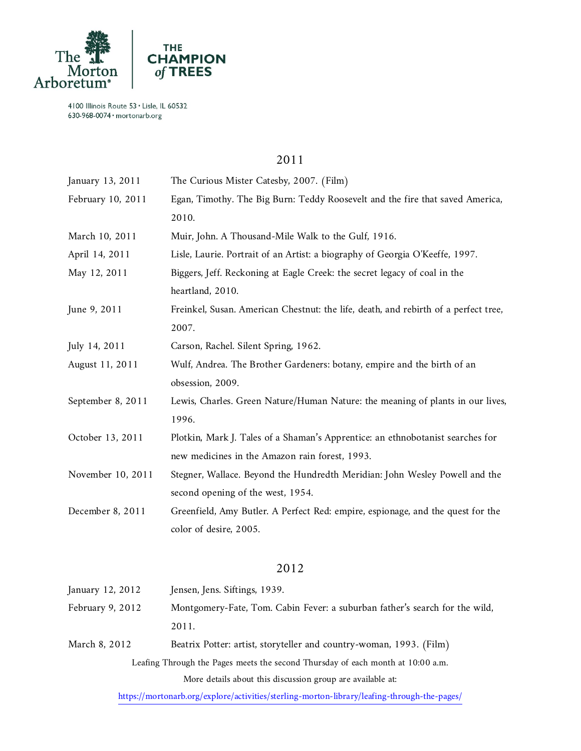The Morton Arboretum | THE CHAMPION of TREES

4100 Illinois Route 53 • Lisle, IL 60532
630-968-0074 • mortonarb.org

## 2011

| Date | Selection |
|---|---|
| January 13, 2011 | The Curious Mister Catesby, 2007. (Film) |
| February 10, 2011 | Egan, Timothy. The Big Burn: Teddy Roosevelt and the fire that saved America, 2010. |
| March 10, 2011 | Muir, John. A Thousand-Mile Walk to the Gulf, 1916. |
| April 14, 2011 | Lisle, Laurie. Portrait of an Artist: a biography of Georgia O'Keeffe, 1997. |
| May 12, 2011 | Biggers, Jeff. Reckoning at Eagle Creek: the secret legacy of coal in the heartland, 2010. |
| June 9, 2011 | Freinkel, Susan. American Chestnut: the life, death, and rebirth of a perfect tree, 2007. |
| July 14, 2011 | Carson, Rachel. Silent Spring, 1962. |
| August 11, 2011 | Wulf, Andrea. The Brother Gardeners: botany, empire and the birth of an obsession, 2009. |
| September 8, 2011 | Lewis, Charles. Green Nature/Human Nature: the meaning of plants in our lives, 1996. |
| October 13, 2011 | Plotkin, Mark J. Tales of a Shaman's Apprentice: an ethnobotanist searches for new medicines in the Amazon rain forest, 1993. |
| November 10, 2011 | Stegner, Wallace. Beyond the Hundredth Meridian: John Wesley Powell and the second opening of the west, 1954. |
| December 8, 2011 | Greenfield, Amy Butler. A Perfect Red: empire, espionage, and the quest for the color of desire, 2005. |

## 2012

| Date | Selection |
|---|---|
| January 12, 2012 | Jensen, Jens. Siftings, 1939. |
| February 9, 2012 | Montgomery-Fate, Tom. Cabin Fever: a suburban father's search for the wild, 2011. |
| March 8, 2012 | Beatrix Potter: artist, storyteller and country-woman, 1993. (Film) |

Leafing Through the Pages meets the second Thursday of each month at 10:00 a.m.

More details about this discussion group are available at:

https://mortonarb.org/explore/activities/sterling-morton-library/leafing-through-the-pages/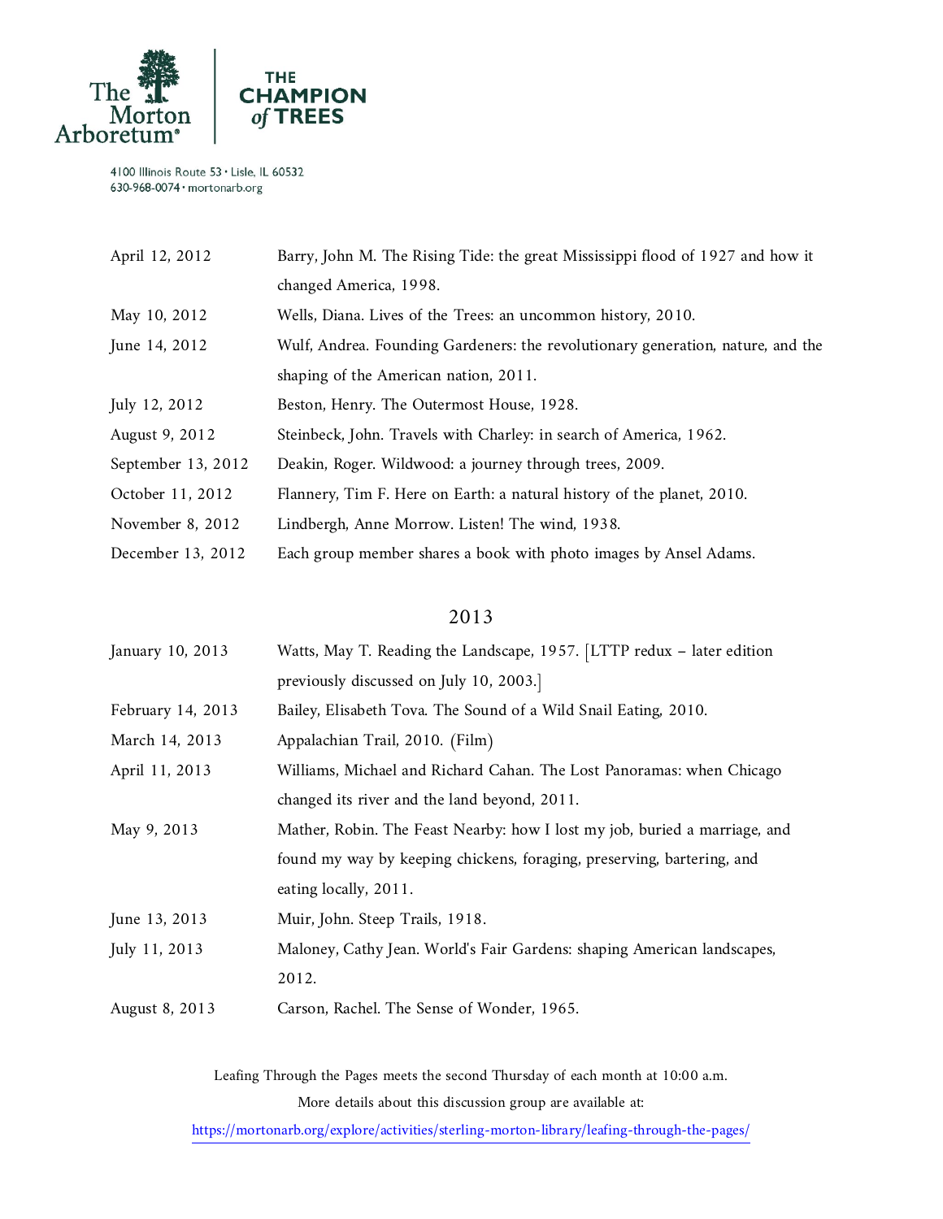| | |
|---|---|
| April 12, 2012 | Barry, John M. The Rising Tide: the great Mississippi flood of 1927 and how it changed America, 1998. |
| May 10, 2012 | Wells, Diana. Lives of the Trees: an uncommon history, 2010. |
| June 14, 2012 | Wulf, Andrea. Founding Gardeners: the revolutionary generation, nature, and the shaping of the American nation, 2011. |
| July 12, 2012 | Beston, Henry. The Outermost House, 1928. |
| August 9, 2012 | Steinbeck, John. Travels with Charley: in search of America, 1962. |
| September 13, 2012 | Deakin, Roger. Wildwood: a journey through trees, 2009. |
| October 11, 2012 | Flannery, Tim F. Here on Earth: a natural history of the planet, 2010. |
| November 8, 2012 | Lindbergh, Anne Morrow. Listen! The wind, 1938. |
| December 13, 2012 | Each group member shares a book with photo images by Ansel Adams. |

## 2013

| | |
|---|---|
| January 10, 2013 | Watts, May T. Reading the Landscape, 1957. [LTTP redux – later edition previously discussed on July 10, 2003.] |
| February 14, 2013 | Bailey, Elisabeth Tova. The Sound of a Wild Snail Eating, 2010. |
| March 14, 2013 | Appalachian Trail, 2010. (Film) |
| April 11, 2013 | Williams, Michael and Richard Cahan. The Lost Panoramas: when Chicago changed its river and the land beyond, 2011. |
| May 9, 2013 | Mather, Robin. The Feast Nearby: how I lost my job, buried a marriage, and found my way by keeping chickens, foraging, preserving, bartering, and eating locally, 2011. |
| June 13, 2013 | Muir, John. Steep Trails, 1918. |
| July 11, 2013 | Maloney, Cathy Jean. World's Fair Gardens: shaping American landscapes, 2012. |
| August 8, 2013 | Carson, Rachel. The Sense of Wonder, 1965. |

Leafing Through the Pages meets the second Thursday of each month at 10:00 a.m.
More details about this discussion group are available at:
https://mortonarb.org/explore/activities/sterling-morton-library/leafing-through-the-pages/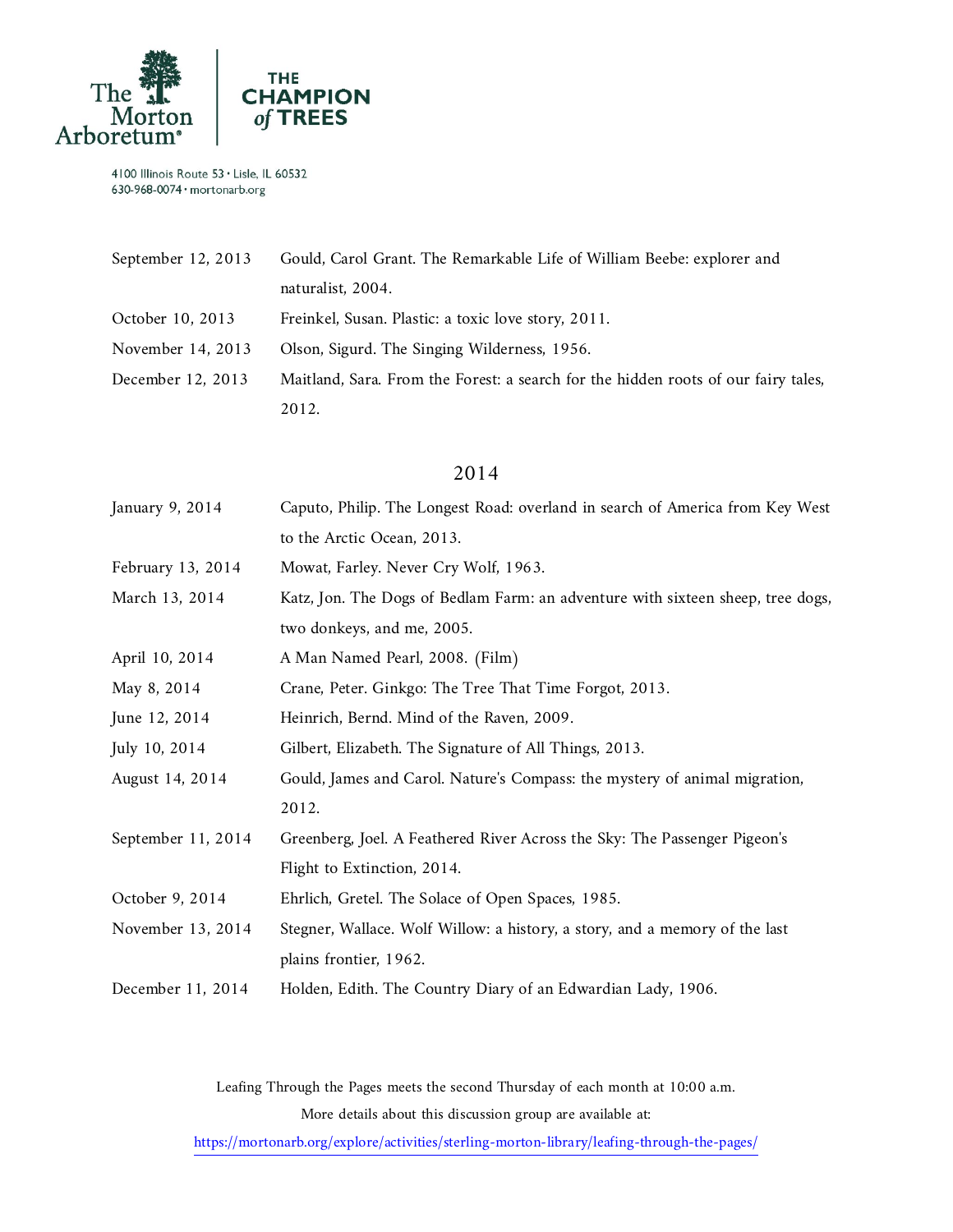| | |
|---|---|
| September 12, 2013 | Gould, Carol Grant. The Remarkable Life of William Beebe: explorer and naturalist, 2004. |
| October 10, 2013 | Freinkel, Susan. Plastic: a toxic love story, 2011. |
| November 14, 2013 | Olson, Sigurd. The Singing Wilderness, 1956. |
| December 12, 2013 | Maitland, Sara. From the Forest: a search for the hidden roots of our fairy tales, 2012. |

## 2014

| | |
|---|---|
| January 9, 2014 | Caputo, Philip. The Longest Road: overland in search of America from Key West to the Arctic Ocean, 2013. |
| February 13, 2014 | Mowat, Farley. Never Cry Wolf, 1963. |
| March 13, 2014 | Katz, Jon. The Dogs of Bedlam Farm: an adventure with sixteen sheep, tree dogs, two donkeys, and me, 2005. |
| April 10, 2014 | A Man Named Pearl, 2008. (Film) |
| May 8, 2014 | Crane, Peter. Ginkgo: The Tree That Time Forgot, 2013. |
| June 12, 2014 | Heinrich, Bernd. Mind of the Raven, 2009. |
| July 10, 2014 | Gilbert, Elizabeth. The Signature of All Things, 2013. |
| August 14, 2014 | Gould, James and Carol. Nature's Compass: the mystery of animal migration, 2012. |
| September 11, 2014 | Greenberg, Joel. A Feathered River Across the Sky: The Passenger Pigeon's Flight to Extinction, 2014. |
| October 9, 2014 | Ehrlich, Gretel. The Solace of Open Spaces, 1985. |
| November 13, 2014 | Stegner, Wallace. Wolf Willow: a history, a story, and a memory of the last plains frontier, 1962. |
| December 11, 2014 | Holden, Edith. The Country Diary of an Edwardian Lady, 1906. |

Leafing Through the Pages meets the second Thursday of each month at 10:00 a.m.
More details about this discussion group are available at:
https://mortonarb.org/explore/activities/sterling-morton-library/leafing-through-the-pages/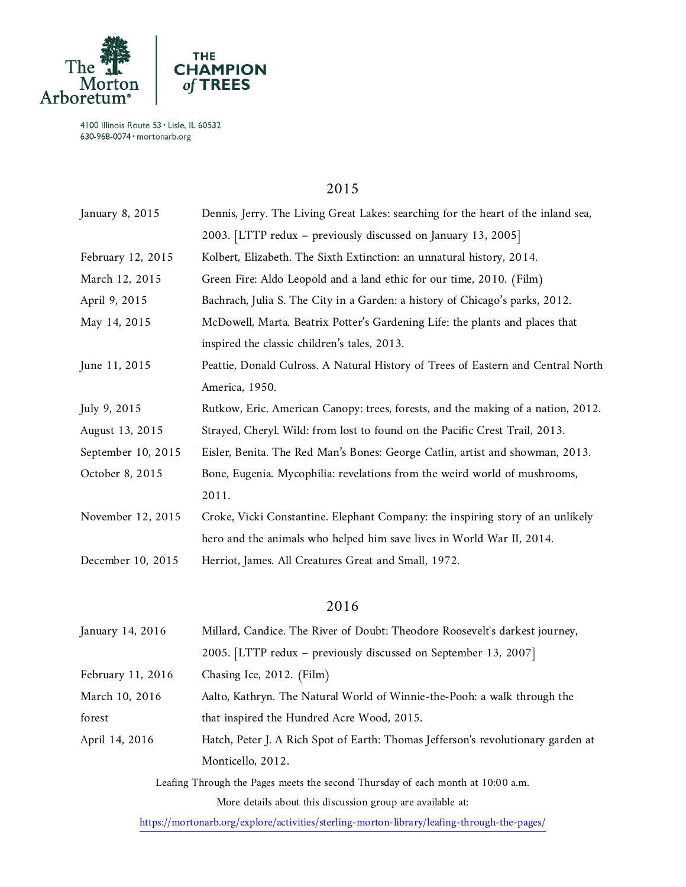## 2015

| | |
|---|---|
| January 8, 2015 | Dennis, Jerry. The Living Great Lakes: searching for the heart of the inland sea, 2003. [LTTP redux – previously discussed on January 13, 2005] |
| February 12, 2015 | Kolbert, Elizabeth. The Sixth Extinction: an unnatural history, 2014. |
| March 12, 2015 | Green Fire: Aldo Leopold and a land ethic for our time, 2010. (Film) |
| April 9, 2015 | Bachrach, Julia S. The City in a Garden: a history of Chicago's parks, 2012. |
| May 14, 2015 | McDowell, Marta. Beatrix Potter's Gardening Life: the plants and places that inspired the classic children's tales, 2013. |
| June 11, 2015 | Peattie, Donald Culross. A Natural History of Trees of Eastern and Central North America, 1950. |
| July 9, 2015 | Rutkow, Eric. American Canopy: trees, forests, and the making of a nation, 2012. |
| August 13, 2015 | Strayed, Cheryl. Wild: from lost to found on the Pacific Crest Trail, 2013. |
| September 10, 2015 | Eisler, Benita. The Red Man's Bones: George Catlin, artist and showman, 2013. |
| October 8, 2015 | Bone, Eugenia. Mycophilia: revelations from the weird world of mushrooms, 2011. |
| November 12, 2015 | Croke, Vicki Constantine. Elephant Company: the inspiring story of an unlikely hero and the animals who helped him save lives in World War II, 2014. |
| December 10, 2015 | Herriot, James. All Creatures Great and Small, 1972. |

## 2016

| | |
|---|---|
| January 14, 2016 | Millard, Candice. The River of Doubt: Theodore Roosevelt's darkest journey, 2005. [LTTP redux – previously discussed on September 13, 2007] |
| February 11, 2016 | Chasing Ice, 2012. (Film) |
| March 10, 2016 | Aalto, Kathryn. The Natural World of Winnie-the-Pooh: a walk through the forest that inspired the Hundred Acre Wood, 2015. |
| April 14, 2016 | Hatch, Peter J. A Rich Spot of Earth: Thomas Jefferson's revolutionary garden at Monticello, 2012. |

Leafing Through the Pages meets the second Thursday of each month at 10:00 a.m.

More details about this discussion group are available at:

https://mortonarb.org/explore/activities/sterling-morton-library/leafing-through-the-pages/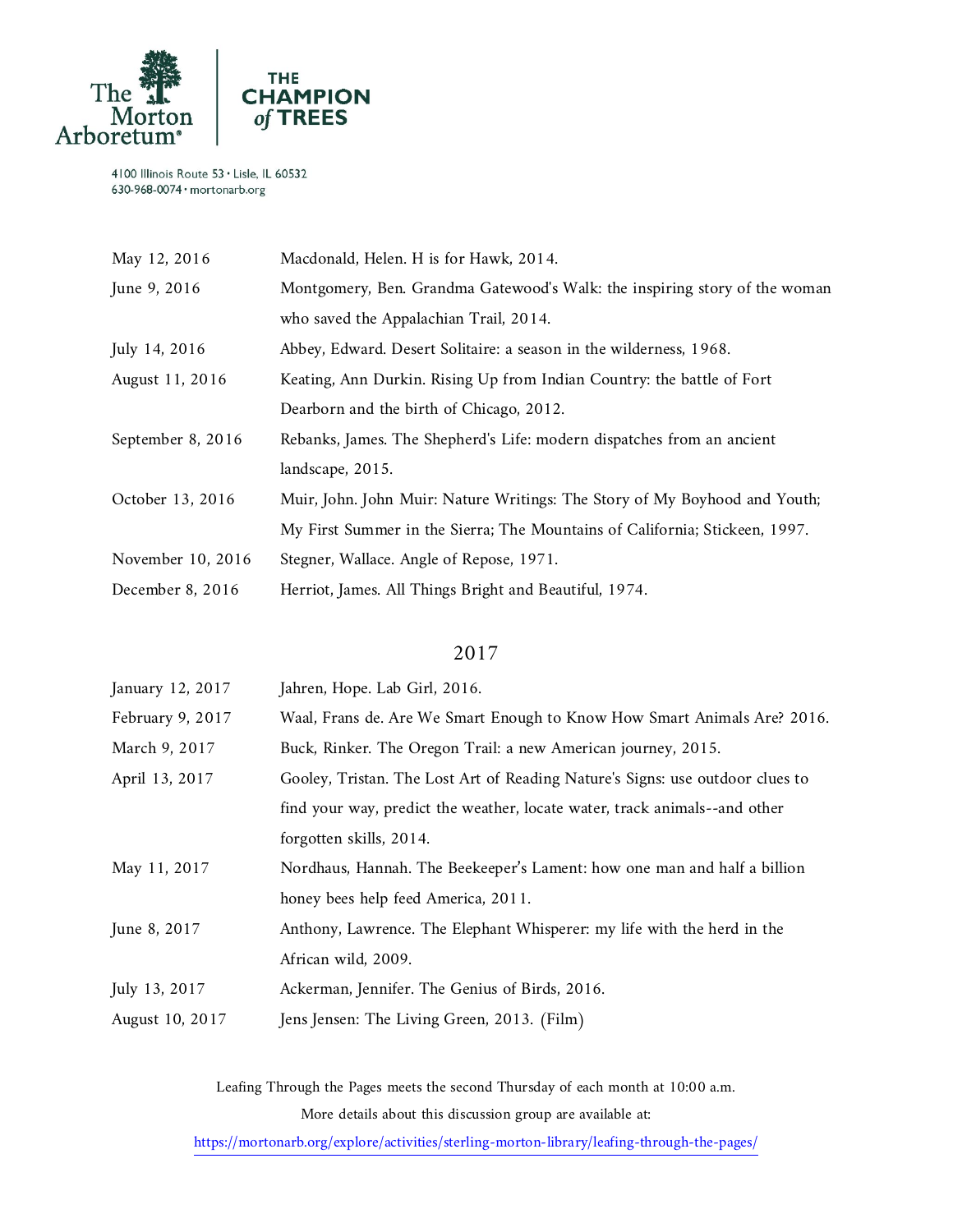The Morton Arboretum | THE CHAMPION of TREES

4100 Illinois Route 53 • Lisle, IL 60532
630-968-0074 • mortonarb.org

| | |
|---|---|
| May 12, 2016 | Macdonald, Helen. H is for Hawk, 2014. |
| June 9, 2016 | Montgomery, Ben. Grandma Gatewood's Walk: the inspiring story of the woman who saved the Appalachian Trail, 2014. |
| July 14, 2016 | Abbey, Edward. Desert Solitaire: a season in the wilderness, 1968. |
| August 11, 2016 | Keating, Ann Durkin. Rising Up from Indian Country: the battle of Fort Dearborn and the birth of Chicago, 2012. |
| September 8, 2016 | Rebanks, James. The Shepherd's Life: modern dispatches from an ancient landscape, 2015. |
| October 13, 2016 | Muir, John. John Muir: Nature Writings: The Story of My Boyhood and Youth; My First Summer in the Sierra; The Mountains of California; Stickeen, 1997. |
| November 10, 2016 | Stegner, Wallace. Angle of Repose, 1971. |
| December 8, 2016 | Herriot, James. All Things Bright and Beautiful, 1974. |

## 2017

| | |
|---|---|
| January 12, 2017 | Jahren, Hope. Lab Girl, 2016. |
| February 9, 2017 | Waal, Frans de. Are We Smart Enough to Know How Smart Animals Are? 2016. |
| March 9, 2017 | Buck, Rinker. The Oregon Trail: a new American journey, 2015. |
| April 13, 2017 | Gooley, Tristan. The Lost Art of Reading Nature's Signs: use outdoor clues to find your way, predict the weather, locate water, track animals--and other forgotten skills, 2014. |
| May 11, 2017 | Nordhaus, Hannah. The Beekeeper's Lament: how one man and half a billion honey bees help feed America, 2011. |
| June 8, 2017 | Anthony, Lawrence. The Elephant Whisperer: my life with the herd in the African wild, 2009. |
| July 13, 2017 | Ackerman, Jennifer. The Genius of Birds, 2016. |
| August 10, 2017 | Jens Jensen: The Living Green, 2013. (Film) |

Leafing Through the Pages meets the second Thursday of each month at 10:00 a.m.
More details about this discussion group are available at:
https://mortonarb.org/explore/activities/sterling-morton-library/leafing-through-the-pages/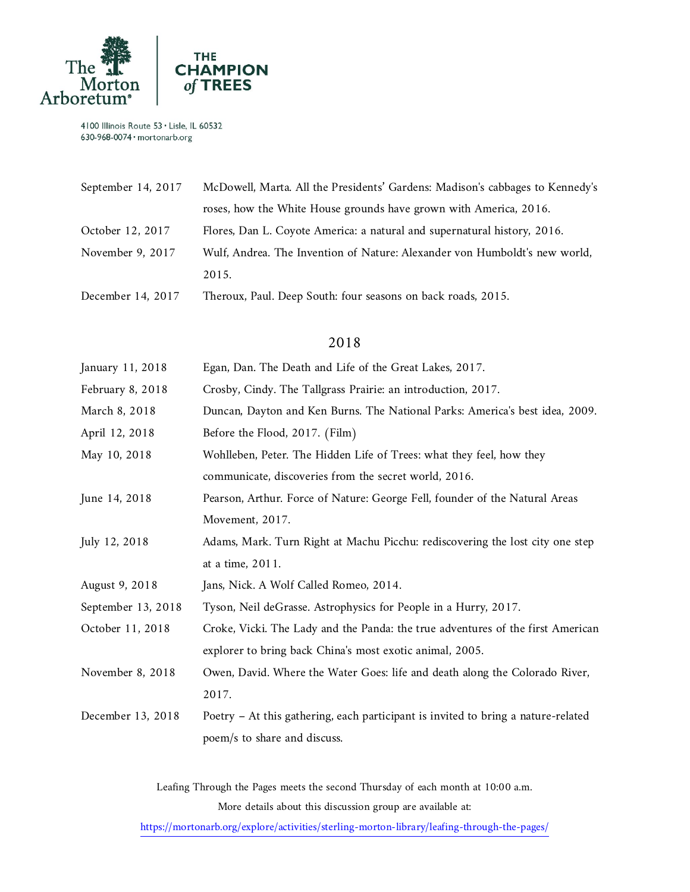| | |
|---|---|
| September 14, 2017 | McDowell, Marta. All the Presidents' Gardens: Madison's cabbages to Kennedy's roses, how the White House grounds have grown with America, 2016. |
| October 12, 2017 | Flores, Dan L. Coyote America: a natural and supernatural history, 2016. |
| November 9, 2017 | Wulf, Andrea. The Invention of Nature: Alexander von Humboldt's new world, 2015. |
| December 14, 2017 | Theroux, Paul. Deep South: four seasons on back roads, 2015. |

## 2018

| | |
|---|---|
| January 11, 2018 | Egan, Dan. The Death and Life of the Great Lakes, 2017. |
| February 8, 2018 | Crosby, Cindy. The Tallgrass Prairie: an introduction, 2017. |
| March 8, 2018 | Duncan, Dayton and Ken Burns. The National Parks: America's best idea, 2009. |
| April 12, 2018 | Before the Flood, 2017. (Film) |
| May 10, 2018 | Wohlleben, Peter. The Hidden Life of Trees: what they feel, how they communicate, discoveries from the secret world, 2016. |
| June 14, 2018 | Pearson, Arthur. Force of Nature: George Fell, founder of the Natural Areas Movement, 2017. |
| July 12, 2018 | Adams, Mark. Turn Right at Machu Picchu: rediscovering the lost city one step at a time, 2011. |
| August 9, 2018 | Jans, Nick. A Wolf Called Romeo, 2014. |
| September 13, 2018 | Tyson, Neil deGrasse. Astrophysics for People in a Hurry, 2017. |
| October 11, 2018 | Croke, Vicki. The Lady and the Panda: the true adventures of the first American explorer to bring back China's most exotic animal, 2005. |
| November 8, 2018 | Owen, David. Where the Water Goes: life and death along the Colorado River, 2017. |
| December 13, 2018 | Poetry – At this gathering, each participant is invited to bring a nature-related poem/s to share and discuss. |

Leafing Through the Pages meets the second Thursday of each month at 10:00 a.m.

More details about this discussion group are available at:

https://mortonarb.org/explore/activities/sterling-morton-library/leafing-through-the-pages/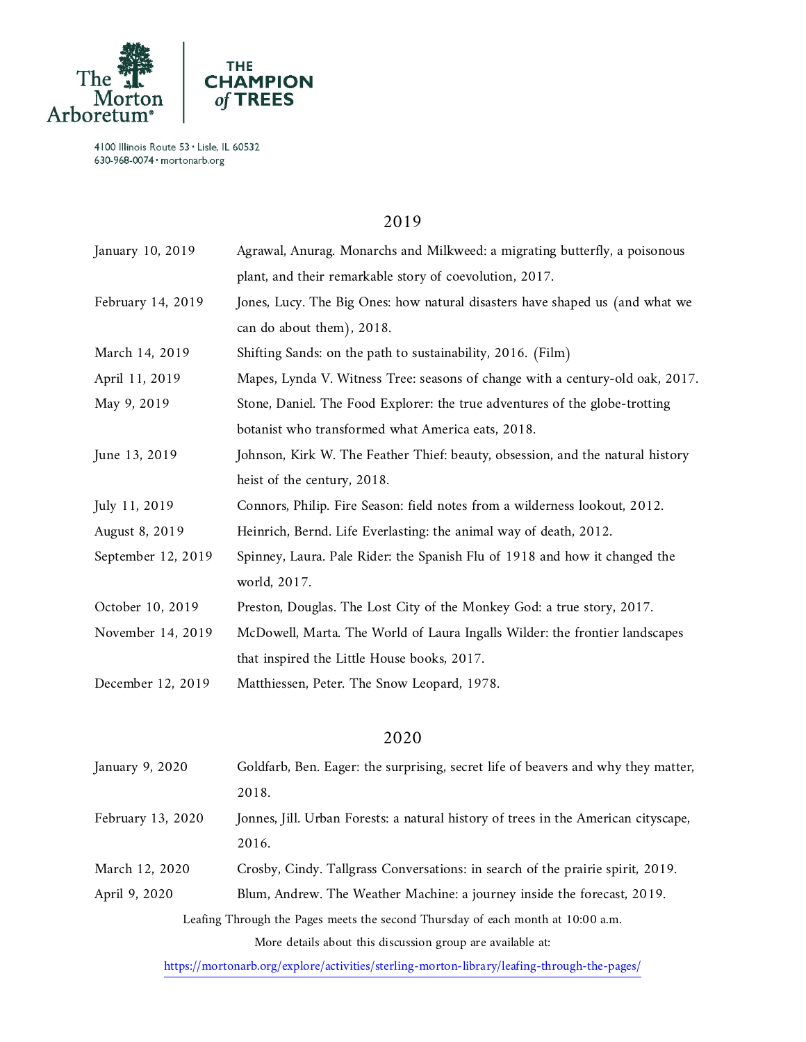The Morton Arboretum | THE CHAMPION of TREES

4100 Illinois Route 53 • Lisle, IL 60532
630-968-0074 • mortonarb.org

## 2019

| | |
|---|---|
| January 10, 2019 | Agrawal, Anurag. Monarchs and Milkweed: a migrating butterfly, a poisonous plant, and their remarkable story of coevolution, 2017. |
| February 14, 2019 | Jones, Lucy. The Big Ones: how natural disasters have shaped us (and what we can do about them), 2018. |
| March 14, 2019 | Shifting Sands: on the path to sustainability, 2016. (Film) |
| April 11, 2019 | Mapes, Lynda V. Witness Tree: seasons of change with a century-old oak, 2017. |
| May 9, 2019 | Stone, Daniel. The Food Explorer: the true adventures of the globe-trotting botanist who transformed what America eats, 2018. |
| June 13, 2019 | Johnson, Kirk W. The Feather Thief: beauty, obsession, and the natural history heist of the century, 2018. |
| July 11, 2019 | Connors, Philip. Fire Season: field notes from a wilderness lookout, 2012. |
| August 8, 2019 | Heinrich, Bernd. Life Everlasting: the animal way of death, 2012. |
| September 12, 2019 | Spinney, Laura. Pale Rider: the Spanish Flu of 1918 and how it changed the world, 2017. |
| October 10, 2019 | Preston, Douglas. The Lost City of the Monkey God: a true story, 2017. |
| November 14, 2019 | McDowell, Marta. The World of Laura Ingalls Wilder: the frontier landscapes that inspired the Little House books, 2017. |
| December 12, 2019 | Matthiessen, Peter. The Snow Leopard, 1978. |

## 2020

| | |
|---|---|
| January 9, 2020 | Goldfarb, Ben. Eager: the surprising, secret life of beavers and why they matter, 2018. |
| February 13, 2020 | Jonnes, Jill. Urban Forests: a natural history of trees in the American cityscape, 2016. |
| March 12, 2020 | Crosby, Cindy. Tallgrass Conversations: in search of the prairie spirit, 2019. |
| April 9, 2020 | Blum, Andrew. The Weather Machine: a journey inside the forecast, 2019. |

Leafing Through the Pages meets the second Thursday of each month at 10:00 a.m.

More details about this discussion group are available at:

https://mortonarb.org/explore/activities/sterling-morton-library/leafing-through-the-pages/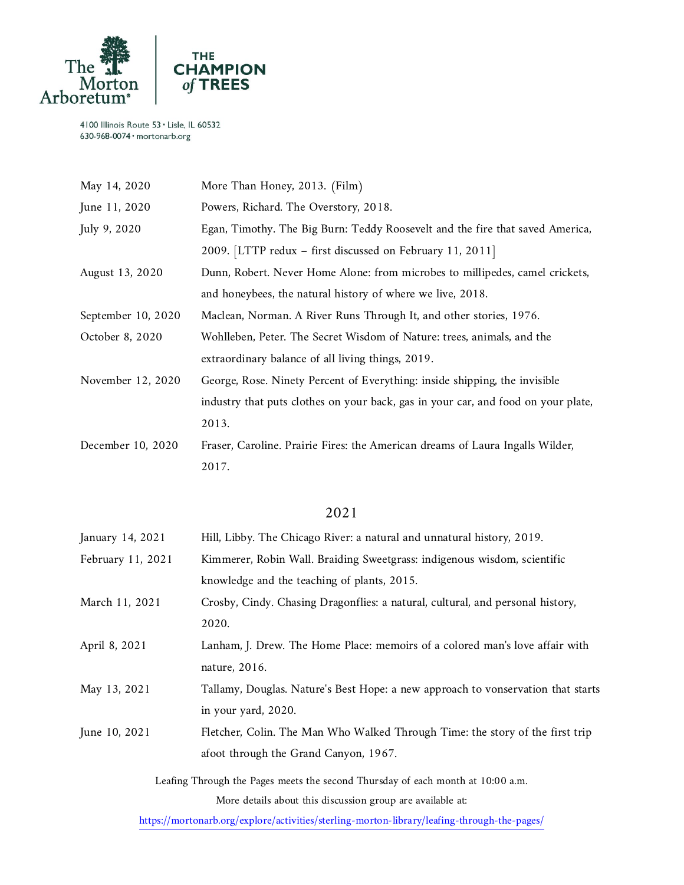| | |
|---|---|
| May 14, 2020 | More Than Honey, 2013. (Film) |
| June 11, 2020 | Powers, Richard. The Overstory, 2018. |
| July 9, 2020 | Egan, Timothy. The Big Burn: Teddy Roosevelt and the fire that saved America, 2009. [LTTP redux – first discussed on February 11, 2011] |
| August 13, 2020 | Dunn, Robert. Never Home Alone: from microbes to millipedes, camel crickets, and honeybees, the natural history of where we live, 2018. |
| September 10, 2020 | Maclean, Norman. A River Runs Through It, and other stories, 1976. |
| October 8, 2020 | Wohlleben, Peter. The Secret Wisdom of Nature: trees, animals, and the extraordinary balance of all living things, 2019. |
| November 12, 2020 | George, Rose. Ninety Percent of Everything: inside shipping, the invisible industry that puts clothes on your back, gas in your car, and food on your plate, 2013. |
| December 10, 2020 | Fraser, Caroline. Prairie Fires: the American dreams of Laura Ingalls Wilder, 2017. |

## 2021

| | |
|---|---|
| January 14, 2021 | Hill, Libby. The Chicago River: a natural and unnatural history, 2019. |
| February 11, 2021 | Kimmerer, Robin Wall. Braiding Sweetgrass: indigenous wisdom, scientific knowledge and the teaching of plants, 2015. |
| March 11, 2021 | Crosby, Cindy. Chasing Dragonflies: a natural, cultural, and personal history, 2020. |
| April 8, 2021 | Lanham, J. Drew. The Home Place: memoirs of a colored man's love affair with nature, 2016. |
| May 13, 2021 | Tallamy, Douglas. Nature's Best Hope: a new approach to vonservation that starts in your yard, 2020. |
| June 10, 2021 | Fletcher, Colin. The Man Who Walked Through Time: the story of the first trip afoot through the Grand Canyon, 1967. |

Leafing Through the Pages meets the second Thursday of each month at 10:00 a.m.

More details about this discussion group are available at:

https://mortonarb.org/explore/activities/sterling-morton-library/leafing-through-the-pages/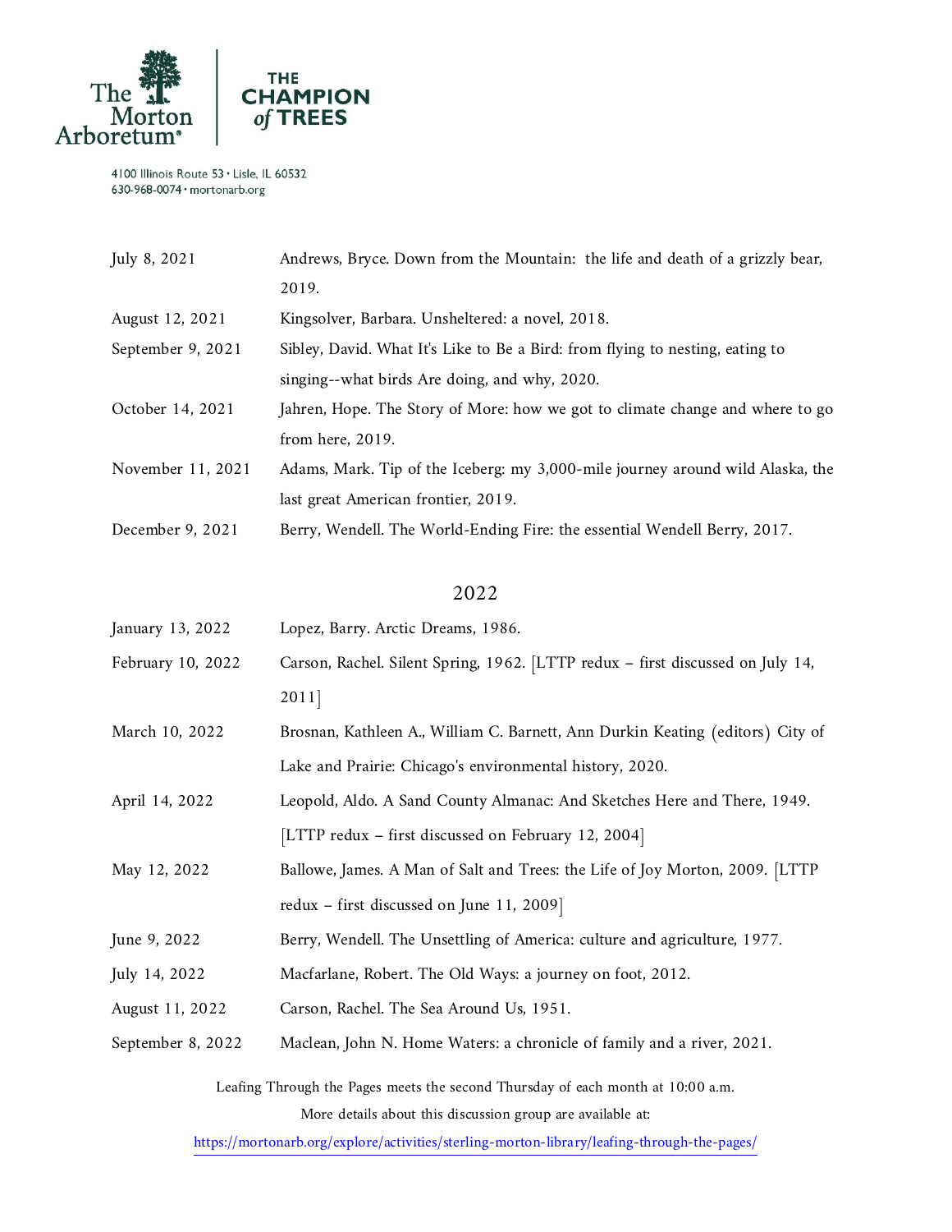| | |
|---|---|
| July 8, 2021 | Andrews, Bryce. Down from the Mountain: the life and death of a grizzly bear, 2019. |
| August 12, 2021 | Kingsolver, Barbara. Unsheltered: a novel, 2018. |
| September 9, 2021 | Sibley, David. What It's Like to Be a Bird: from flying to nesting, eating to singing--what birds Are doing, and why, 2020. |
| October 14, 2021 | Jahren, Hope. The Story of More: how we got to climate change and where to go from here, 2019. |
| November 11, 2021 | Adams, Mark. Tip of the Iceberg: my 3,000-mile journey around wild Alaska, the last great American frontier, 2019. |
| December 9, 2021 | Berry, Wendell. The World-Ending Fire: the essential Wendell Berry, 2017. |

## 2022

| | |
|---|---|
| January 13, 2022 | Lopez, Barry. Arctic Dreams, 1986. |
| February 10, 2022 | Carson, Rachel. Silent Spring, 1962. [LTTP redux – first discussed on July 14, 2011] |
| March 10, 2022 | Brosnan, Kathleen A., William C. Barnett, Ann Durkin Keating (editors) City of Lake and Prairie: Chicago's environmental history, 2020. |
| April 14, 2022 | Leopold, Aldo. A Sand County Almanac: And Sketches Here and There, 1949. [LTTP redux – first discussed on February 12, 2004] |
| May 12, 2022 | Ballowe, James. A Man of Salt and Trees: the Life of Joy Morton, 2009. [LTTP redux – first discussed on June 11, 2009] |
| June 9, 2022 | Berry, Wendell. The Unsettling of America: culture and agriculture, 1977. |
| July 14, 2022 | Macfarlane, Robert. The Old Ways: a journey on foot, 2012. |
| August 11, 2022 | Carson, Rachel. The Sea Around Us, 1951. |
| September 8, 2022 | Maclean, John N. Home Waters: a chronicle of family and a river, 2021. |

Leafing Through the Pages meets the second Thursday of each month at 10:00 a.m.

More details about this discussion group are available at:

https://mortonarb.org/explore/activities/sterling-morton-library/leafing-through-the-pages/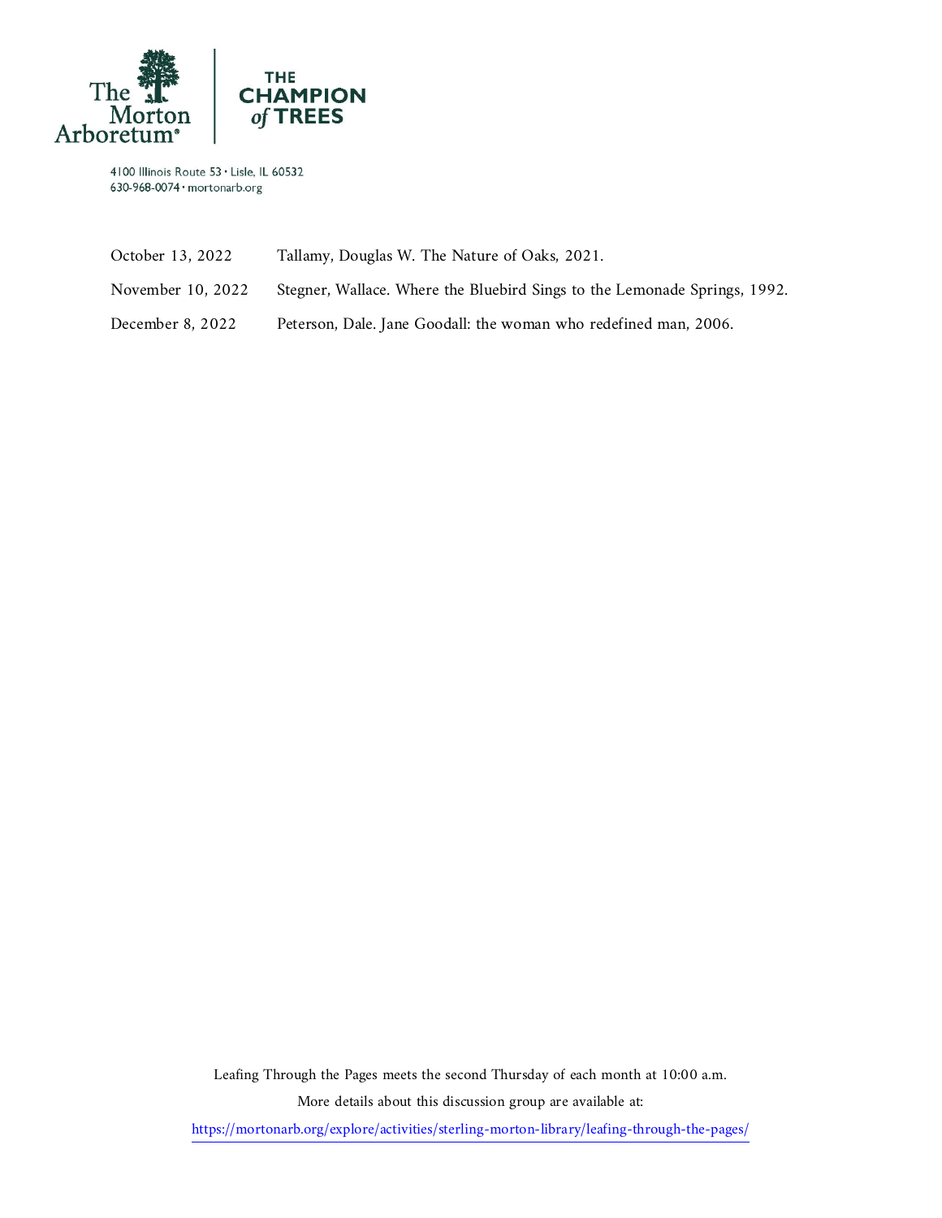The Morton Arboretum | THE CHAMPION of TREES

4100 Illinois Route 53 • Lisle, IL 60532
630-968-0074 • mortonarb.org

| | |
|---|---|
| October 13, 2022 | Tallamy, Douglas W. The Nature of Oaks, 2021. |
| November 10, 2022 | Stegner, Wallace. Where the Bluebird Sings to the Lemonade Springs, 1992. |
| December 8, 2022 | Peterson, Dale. Jane Goodall: the woman who redefined man, 2006. |

Leafing Through the Pages meets the second Thursday of each month at 10:00 a.m.

More details about this discussion group are available at:

https://mortonarb.org/explore/activities/sterling-morton-library/leafing-through-the-pages/